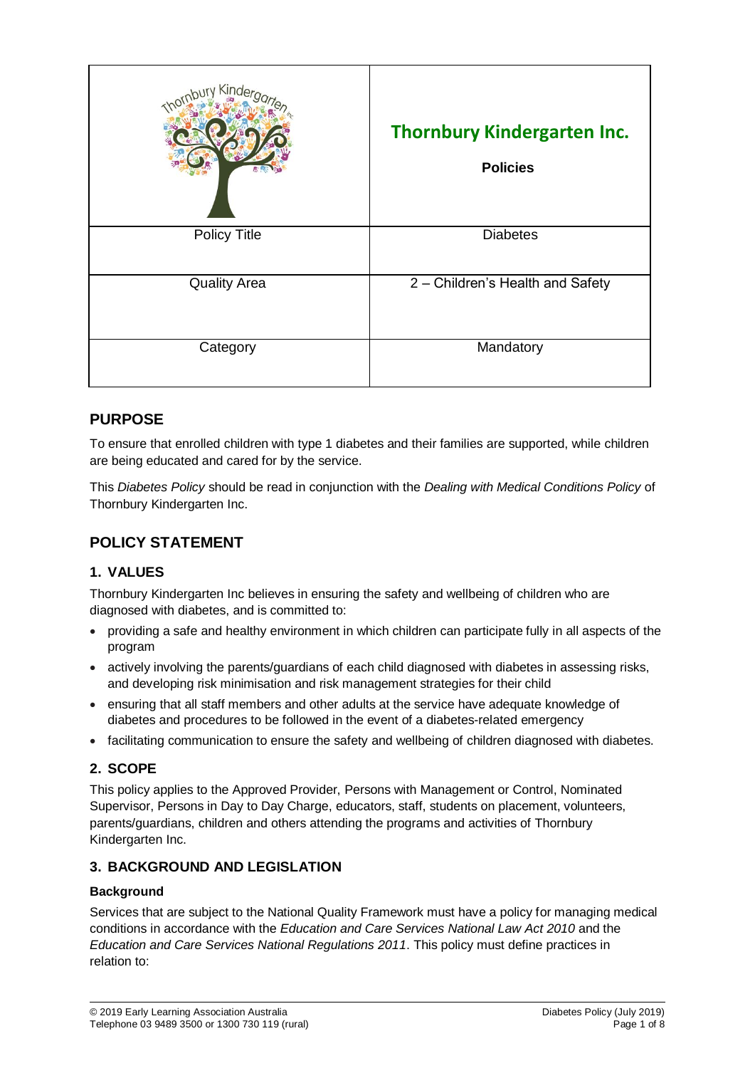| | Thornbury Kindergarten Inc. **Policies** |
|---|---|
| Policy Title | Diabetes |
| Quality Area | 2 – Children's Health and Safety |
| Category | Mandatory |

## PURPOSE

To ensure that enrolled children with type 1 diabetes and their families are supported, while children are being educated and cared for by the service.

This *Diabetes Policy* should be read in conjunction with the *Dealing with Medical Conditions Policy* of Thornbury Kindergarten Inc.

## POLICY STATEMENT

### 1. VALUES

Thornbury Kindergarten Inc believes in ensuring the safety and wellbeing of children who are diagnosed with diabetes, and is committed to:

- providing a safe and healthy environment in which children can participate fully in all aspects of the program
- actively involving the parents/guardians of each child diagnosed with diabetes in assessing risks, and developing risk minimisation and risk management strategies for their child
- ensuring that all staff members and other adults at the service have adequate knowledge of diabetes and procedures to be followed in the event of a diabetes-related emergency
- facilitating communication to ensure the safety and wellbeing of children diagnosed with diabetes.

### 2. SCOPE

This policy applies to the Approved Provider, Persons with Management or Control, Nominated Supervisor, Persons in Day to Day Charge, educators, staff, students on placement, volunteers, parents/guardians, children and others attending the programs and activities of Thornbury Kindergarten Inc.

### 3. BACKGROUND AND LEGISLATION

#### Background

Services that are subject to the National Quality Framework must have a policy for managing medical conditions in accordance with the *Education and Care Services National Law Act 2010* and the *Education and Care Services National Regulations 2011*. This policy must define practices in relation to: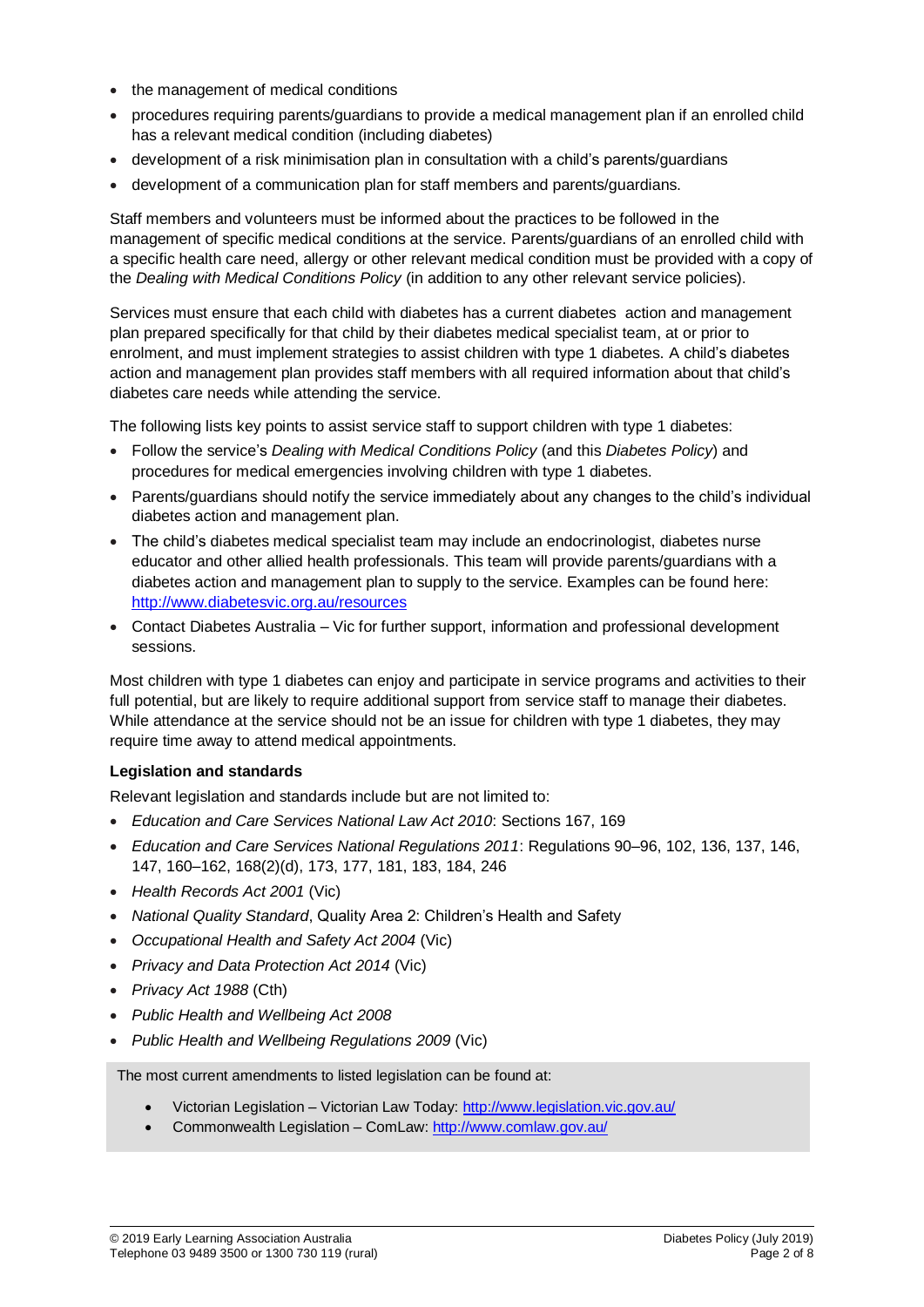- the management of medical conditions
- procedures requiring parents/guardians to provide a medical management plan if an enrolled child has a relevant medical condition (including diabetes)
- development of a risk minimisation plan in consultation with a child's parents/guardians
- development of a communication plan for staff members and parents/guardians.

Staff members and volunteers must be informed about the practices to be followed in the management of specific medical conditions at the service. Parents/guardians of an enrolled child with a specific health care need, allergy or other relevant medical condition must be provided with a copy of the *Dealing with Medical Conditions Policy* (in addition to any other relevant service policies).

Services must ensure that each child with diabetes has a current diabetes action and management plan prepared specifically for that child by their diabetes medical specialist team, at or prior to enrolment, and must implement strategies to assist children with type 1 diabetes. A child's diabetes action and management plan provides staff members with all required information about that child's diabetes care needs while attending the service.

The following lists key points to assist service staff to support children with type 1 diabetes:

- Follow the service's *Dealing with Medical Conditions Policy* (and this *Diabetes Policy*) and procedures for medical emergencies involving children with type 1 diabetes.
- Parents/guardians should notify the service immediately about any changes to the child's individual diabetes action and management plan.
- The child's diabetes medical specialist team may include an endocrinologist, diabetes nurse educator and other allied health professionals. This team will provide parents/guardians with a diabetes action and management plan to supply to the service. Examples can be found here: http://www.diabetesvic.org.au/resources
- Contact Diabetes Australia – Vic for further support, information and professional development sessions.

Most children with type 1 diabetes can enjoy and participate in service programs and activities to their full potential, but are likely to require additional support from service staff to manage their diabetes. While attendance at the service should not be an issue for children with type 1 diabetes, they may require time away to attend medical appointments.

**Legislation and standards**

Relevant legislation and standards include but are not limited to:

- *Education and Care Services National Law Act 2010*: Sections 167, 169
- *Education and Care Services National Regulations 2011*: Regulations 90–96, 102, 136, 137, 146, 147, 160–162, 168(2)(d), 173, 177, 181, 183, 184, 246
- *Health Records Act 2001* (Vic)
- *National Quality Standard*, Quality Area 2: Children's Health and Safety
- *Occupational Health and Safety Act 2004* (Vic)
- *Privacy and Data Protection Act 2014* (Vic)
- *Privacy Act 1988* (Cth)
- *Public Health and Wellbeing Act 2008*
- *Public Health and Wellbeing Regulations 2009* (Vic)

The most current amendments to listed legislation can be found at:

- Victorian Legislation – Victorian Law Today: http://www.legislation.vic.gov.au/
- Commonwealth Legislation – ComLaw: http://www.comlaw.gov.au/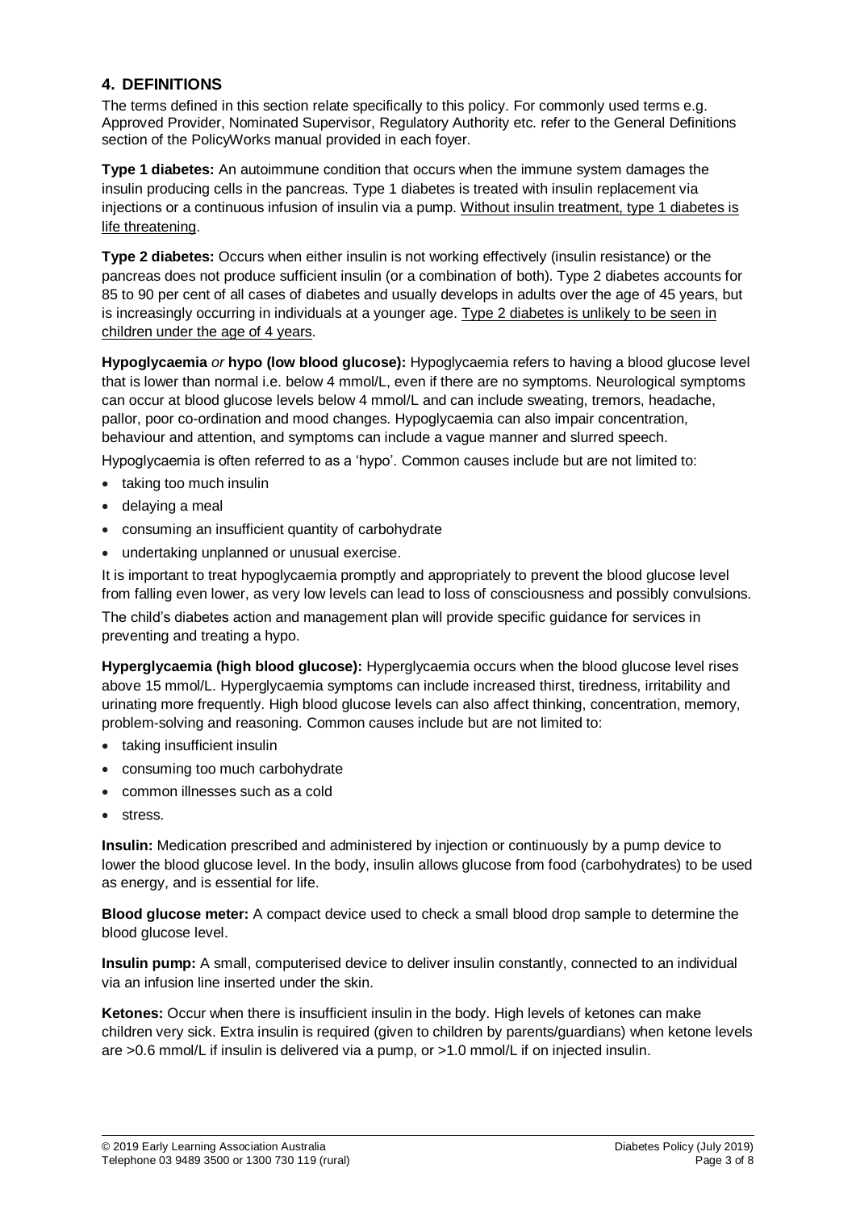## 4. DEFINITIONS

The terms defined in this section relate specifically to this policy. For commonly used terms e.g. Approved Provider, Nominated Supervisor, Regulatory Authority etc. refer to the General Definitions section of the PolicyWorks manual provided in each foyer.

**Type 1 diabetes:** An autoimmune condition that occurs when the immune system damages the insulin producing cells in the pancreas. Type 1 diabetes is treated with insulin replacement via injections or a continuous infusion of insulin via a pump. <u>Without insulin treatment, type 1 diabetes is life threatening</u>.

**Type 2 diabetes:** Occurs when either insulin is not working effectively (insulin resistance) or the pancreas does not produce sufficient insulin (or a combination of both). Type 2 diabetes accounts for 85 to 90 per cent of all cases of diabetes and usually develops in adults over the age of 45 years, but is increasingly occurring in individuals at a younger age. <u>Type 2 diabetes is unlikely to be seen in children under the age of 4 years</u>.

**Hypoglycaemia** *or* **hypo (low blood glucose):** Hypoglycaemia refers to having a blood glucose level that is lower than normal i.e. below 4 mmol/L, even if there are no symptoms. Neurological symptoms can occur at blood glucose levels below 4 mmol/L and can include sweating, tremors, headache, pallor, poor co-ordination and mood changes. Hypoglycaemia can also impair concentration, behaviour and attention, and symptoms can include a vague manner and slurred speech.

Hypoglycaemia is often referred to as a 'hypo'. Common causes include but are not limited to:

- taking too much insulin
- delaying a meal
- consuming an insufficient quantity of carbohydrate
- undertaking unplanned or unusual exercise.

It is important to treat hypoglycaemia promptly and appropriately to prevent the blood glucose level from falling even lower, as very low levels can lead to loss of consciousness and possibly convulsions.

The child's diabetes action and management plan will provide specific guidance for services in preventing and treating a hypo.

**Hyperglycaemia (high blood glucose):** Hyperglycaemia occurs when the blood glucose level rises above 15 mmol/L. Hyperglycaemia symptoms can include increased thirst, tiredness, irritability and urinating more frequently. High blood glucose levels can also affect thinking, concentration, memory, problem-solving and reasoning. Common causes include but are not limited to:

- taking insufficient insulin
- consuming too much carbohydrate
- common illnesses such as a cold
- stress.

**Insulin:** Medication prescribed and administered by injection or continuously by a pump device to lower the blood glucose level. In the body, insulin allows glucose from food (carbohydrates) to be used as energy, and is essential for life.

**Blood glucose meter:** A compact device used to check a small blood drop sample to determine the blood glucose level.

**Insulin pump:** A small, computerised device to deliver insulin constantly, connected to an individual via an infusion line inserted under the skin.

**Ketones:** Occur when there is insufficient insulin in the body. High levels of ketones can make children very sick. Extra insulin is required (given to children by parents/guardians) when ketone levels are >0.6 mmol/L if insulin is delivered via a pump, or >1.0 mmol/L if on injected insulin.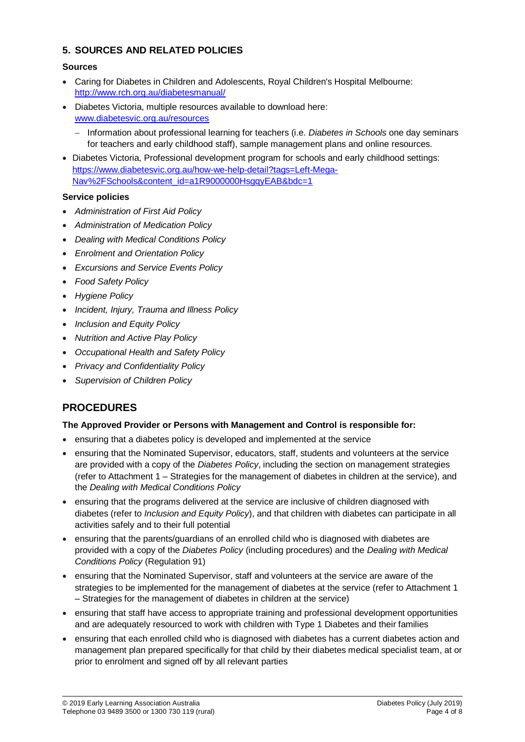## 5. SOURCES AND RELATED POLICIES

**Sources**

- Caring for Diabetes in Children and Adolescents, Royal Children's Hospital Melbourne: http://www.rch.org.au/diabetesmanual/
- Diabetes Victoria, multiple resources available to download here: www.diabetesvic.org.au/resources
  - Information about professional learning for teachers (i.e. *Diabetes in Schools* one day seminars for teachers and early childhood staff), sample management plans and online resources.
- Diabetes Victoria, Professional development program for schools and early childhood settings: https://www.diabetesvic.org.au/how-we-help-detail?tags=Left-Mega-Nav%2FSchools&content_id=a1R9000000HsgqyEAB&bdc=1

**Service policies**

- *Administration of First Aid Policy*
- *Administration of Medication Policy*
- *Dealing with Medical Conditions Policy*
- *Enrolment and Orientation Policy*
- *Excursions and Service Events Policy*
- *Food Safety Policy*
- *Hygiene Policy*
- *Incident, Injury, Trauma and Illness Policy*
- *Inclusion and Equity Policy*
- *Nutrition and Active Play Policy*
- *Occupational Health and Safety Policy*
- *Privacy and Confidentiality Policy*
- *Supervision of Children Policy*

# PROCEDURES

**The Approved Provider or Persons with Management and Control is responsible for:**

- ensuring that a diabetes policy is developed and implemented at the service
- ensuring that the Nominated Supervisor, educators, staff, students and volunteers at the service are provided with a copy of the *Diabetes Policy*, including the section on management strategies (refer to Attachment 1 – Strategies for the management of diabetes in children at the service), and the *Dealing with Medical Conditions Policy*
- ensuring that the programs delivered at the service are inclusive of children diagnosed with diabetes (refer to *Inclusion and Equity Policy*), and that children with diabetes can participate in all activities safely and to their full potential
- ensuring that the parents/guardians of an enrolled child who is diagnosed with diabetes are provided with a copy of the *Diabetes Policy* (including procedures) and the *Dealing with Medical Conditions Policy* (Regulation 91)
- ensuring that the Nominated Supervisor, staff and volunteers at the service are aware of the strategies to be implemented for the management of diabetes at the service (refer to Attachment 1 – Strategies for the management of diabetes in children at the service)
- ensuring that staff have access to appropriate training and professional development opportunities and are adequately resourced to work with children with Type 1 Diabetes and their families
- ensuring that each enrolled child who is diagnosed with diabetes has a current diabetes action and management plan prepared specifically for that child by their diabetes medical specialist team, at or prior to enrolment and signed off by all relevant parties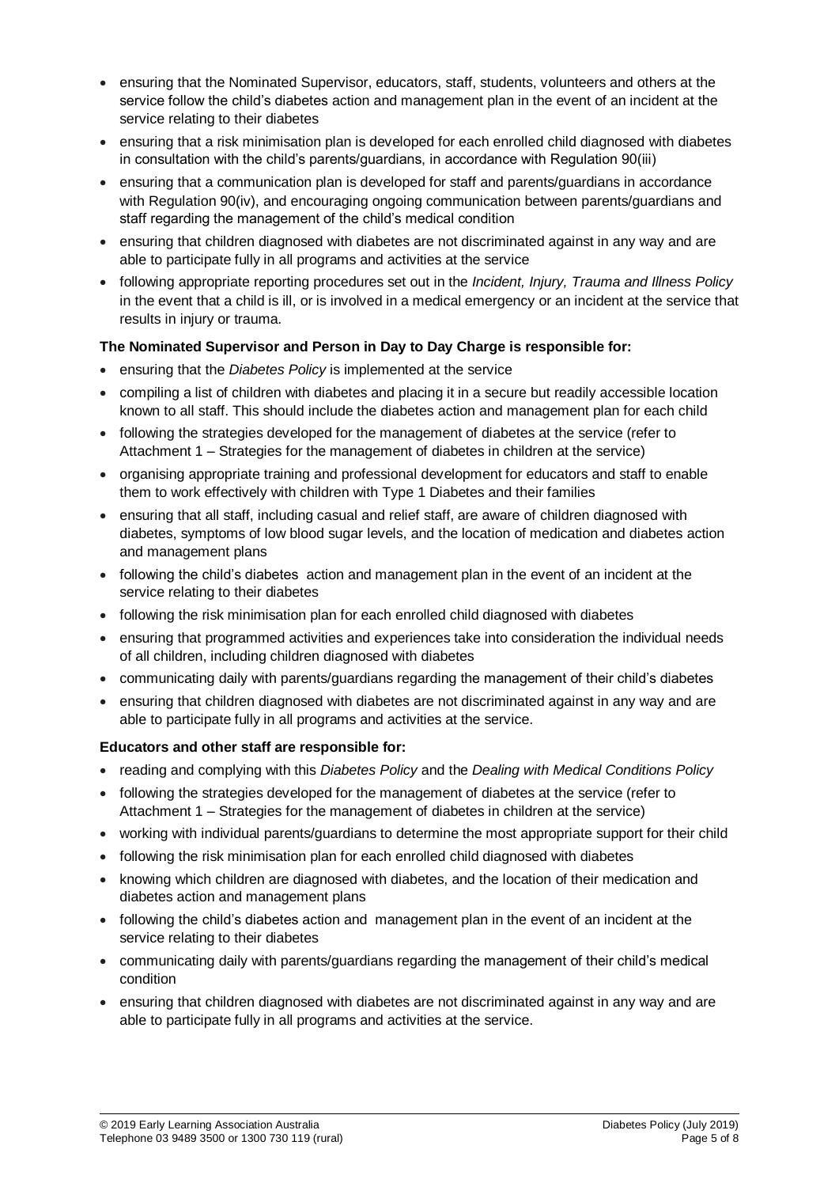- ensuring that the Nominated Supervisor, educators, staff, students, volunteers and others at the service follow the child's diabetes action and management plan in the event of an incident at the service relating to their diabetes
- ensuring that a risk minimisation plan is developed for each enrolled child diagnosed with diabetes in consultation with the child's parents/guardians, in accordance with Regulation 90(iii)
- ensuring that a communication plan is developed for staff and parents/guardians in accordance with Regulation 90(iv), and encouraging ongoing communication between parents/guardians and staff regarding the management of the child's medical condition
- ensuring that children diagnosed with diabetes are not discriminated against in any way and are able to participate fully in all programs and activities at the service
- following appropriate reporting procedures set out in the *Incident, Injury, Trauma and Illness Policy* in the event that a child is ill, or is involved in a medical emergency or an incident at the service that results in injury or trauma.

**The Nominated Supervisor and Person in Day to Day Charge is responsible for:**

- ensuring that the *Diabetes Policy* is implemented at the service
- compiling a list of children with diabetes and placing it in a secure but readily accessible location known to all staff. This should include the diabetes action and management plan for each child
- following the strategies developed for the management of diabetes at the service (refer to Attachment 1 – Strategies for the management of diabetes in children at the service)
- organising appropriate training and professional development for educators and staff to enable them to work effectively with children with Type 1 Diabetes and their families
- ensuring that all staff, including casual and relief staff, are aware of children diagnosed with diabetes, symptoms of low blood sugar levels, and the location of medication and diabetes action and management plans
- following the child's diabetes action and management plan in the event of an incident at the service relating to their diabetes
- following the risk minimisation plan for each enrolled child diagnosed with diabetes
- ensuring that programmed activities and experiences take into consideration the individual needs of all children, including children diagnosed with diabetes
- communicating daily with parents/guardians regarding the management of their child's diabetes
- ensuring that children diagnosed with diabetes are not discriminated against in any way and are able to participate fully in all programs and activities at the service.

**Educators and other staff are responsible for:**

- reading and complying with this *Diabetes Policy* and the *Dealing with Medical Conditions Policy*
- following the strategies developed for the management of diabetes at the service (refer to Attachment 1 – Strategies for the management of diabetes in children at the service)
- working with individual parents/guardians to determine the most appropriate support for their child
- following the risk minimisation plan for each enrolled child diagnosed with diabetes
- knowing which children are diagnosed with diabetes, and the location of their medication and diabetes action and management plans
- following the child's diabetes action and management plan in the event of an incident at the service relating to their diabetes
- communicating daily with parents/guardians regarding the management of their child's medical condition
- ensuring that children diagnosed with diabetes are not discriminated against in any way and are able to participate fully in all programs and activities at the service.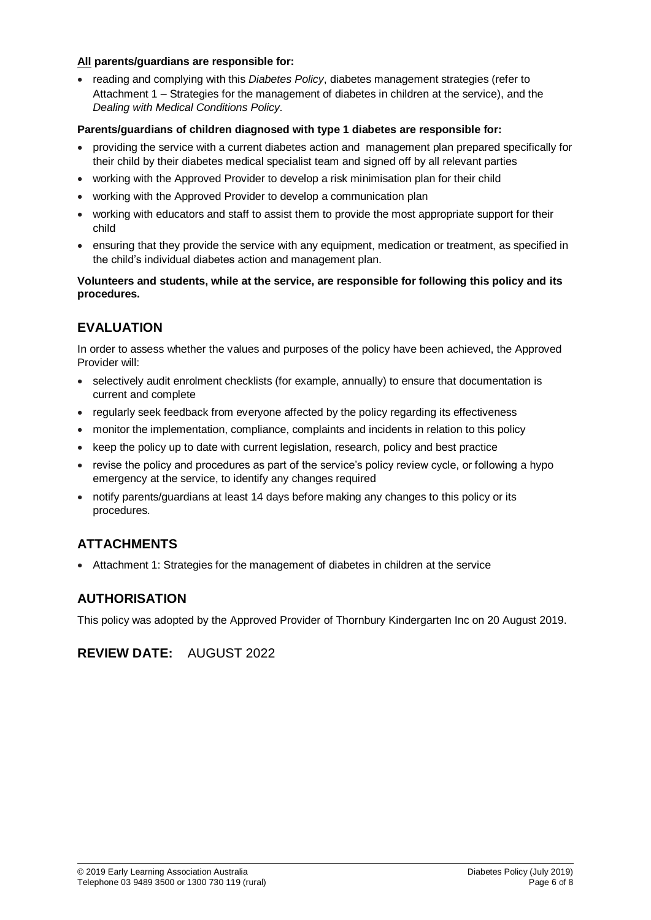**<u>All</u> parents/guardians are responsible for:**

- reading and complying with this *Diabetes Policy*, diabetes management strategies (refer to Attachment 1 – Strategies for the management of diabetes in children at the service), and the *Dealing with Medical Conditions Policy*.

**Parents/guardians of children diagnosed with type 1 diabetes are responsible for:**

- providing the service with a current diabetes action and management plan prepared specifically for their child by their diabetes medical specialist team and signed off by all relevant parties
- working with the Approved Provider to develop a risk minimisation plan for their child
- working with the Approved Provider to develop a communication plan
- working with educators and staff to assist them to provide the most appropriate support for their child
- ensuring that they provide the service with any equipment, medication or treatment, as specified in the child's individual diabetes action and management plan.

**Volunteers and students, while at the service, are responsible for following this policy and its procedures.**

## EVALUATION

In order to assess whether the values and purposes of the policy have been achieved, the Approved Provider will:

- selectively audit enrolment checklists (for example, annually) to ensure that documentation is current and complete
- regularly seek feedback from everyone affected by the policy regarding its effectiveness
- monitor the implementation, compliance, complaints and incidents in relation to this policy
- keep the policy up to date with current legislation, research, policy and best practice
- revise the policy and procedures as part of the service's policy review cycle, or following a hypo emergency at the service, to identify any changes required
- notify parents/guardians at least 14 days before making any changes to this policy or its procedures.

## ATTACHMENTS

- Attachment 1: Strategies for the management of diabetes in children at the service

## AUTHORISATION

This policy was adopted by the Approved Provider of Thornbury Kindergarten Inc on 20 August 2019.

## REVIEW DATE: AUGUST 2022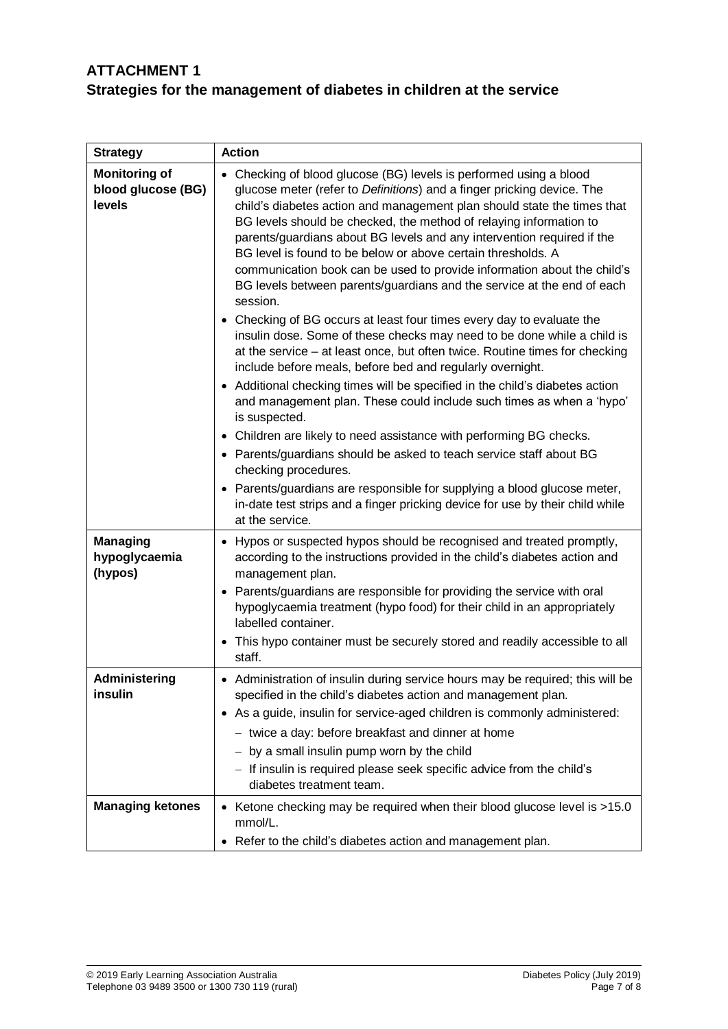# ATTACHMENT 1
## Strategies for the management of diabetes in children at the service

| Strategy | Action |
|---|---|
| **Monitoring of blood glucose (BG) levels** | • Checking of blood glucose (BG) levels is performed using a blood glucose meter (refer to *Definitions*) and a finger pricking device. The child's diabetes action and management plan should state the times that BG levels should be checked, the method of relaying information to parents/guardians about BG levels and any intervention required if the BG level is found to be below or above certain thresholds. A communication book can be used to provide information about the child's BG levels between parents/guardians and the service at the end of each session.<br>• Checking of BG occurs at least four times every day to evaluate the insulin dose. Some of these checks may need to be done while a child is at the service – at least once, but often twice. Routine times for checking include before meals, before bed and regularly overnight.<br>• Additional checking times will be specified in the child's diabetes action and management plan. These could include such times as when a 'hypo' is suspected.<br>• Children are likely to need assistance with performing BG checks.<br>• Parents/guardians should be asked to teach service staff about BG checking procedures.<br>• Parents/guardians are responsible for supplying a blood glucose meter, in-date test strips and a finger pricking device for use by their child while at the service. |
| **Managing hypoglycaemia (hypos)** | • Hypos or suspected hypos should be recognised and treated promptly, according to the instructions provided in the child's diabetes action and management plan.<br>• Parents/guardians are responsible for providing the service with oral hypoglycaemia treatment (hypo food) for their child in an appropriately labelled container.<br>• This hypo container must be securely stored and readily accessible to all staff. |
| **Administering insulin** | • Administration of insulin during service hours may be required; this will be specified in the child's diabetes action and management plan.<br>• As a guide, insulin for service-aged children is commonly administered:<br>– twice a day: before breakfast and dinner at home<br>– by a small insulin pump worn by the child<br>– If insulin is required please seek specific advice from the child's diabetes treatment team. |
| **Managing ketones** | • Ketone checking may be required when their blood glucose level is >15.0 mmol/L.<br>• Refer to the child's diabetes action and management plan. |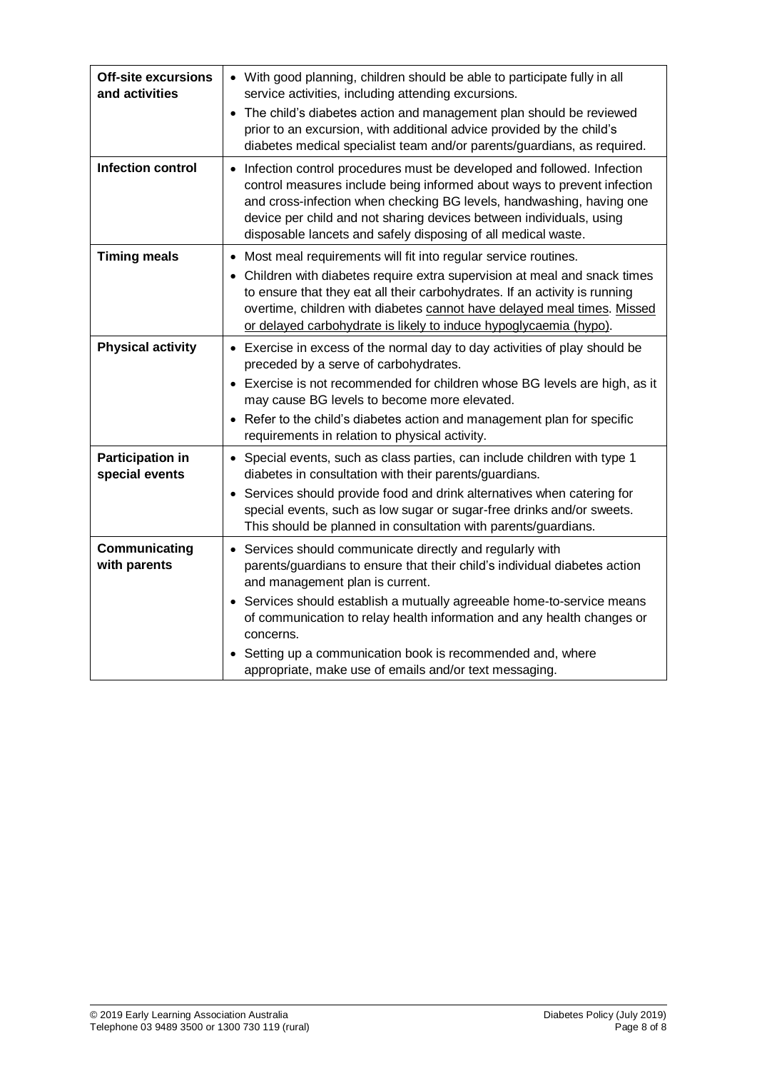| | |
|---|---|
| **Off-site excursions and activities** | • With good planning, children should be able to participate fully in all service activities, including attending excursions.<br>• The child's diabetes action and management plan should be reviewed prior to an excursion, with additional advice provided by the child's diabetes medical specialist team and/or parents/guardians, as required. |
| **Infection control** | • Infection control procedures must be developed and followed. Infection control measures include being informed about ways to prevent infection and cross-infection when checking BG levels, handwashing, having one device per child and not sharing devices between individuals, using disposable lancets and safely disposing of all medical waste. |
| **Timing meals** | • Most meal requirements will fit into regular service routines.<br>• Children with diabetes require extra supervision at meal and snack times to ensure that they eat all their carbohydrates. If an activity is running overtime, children with diabetes <u>cannot have delayed meal times</u>. <u>Missed or delayed carbohydrate is likely to induce hypoglycaemia (hypo)</u>. |
| **Physical activity** | • Exercise in excess of the normal day to day activities of play should be preceded by a serve of carbohydrates.<br>• Exercise is not recommended for children whose BG levels are high, as it may cause BG levels to become more elevated.<br>• Refer to the child's diabetes action and management plan for specific requirements in relation to physical activity. |
| **Participation in special events** | • Special events, such as class parties, can include children with type 1 diabetes in consultation with their parents/guardians.<br>• Services should provide food and drink alternatives when catering for special events, such as low sugar or sugar-free drinks and/or sweets. This should be planned in consultation with parents/guardians. |
| **Communicating with parents** | • Services should communicate directly and regularly with parents/guardians to ensure that their child's individual diabetes action and management plan is current.<br>• Services should establish a mutually agreeable home-to-service means of communication to relay health information and any health changes or concerns.<br>• Setting up a communication book is recommended and, where appropriate, make use of emails and/or text messaging. |